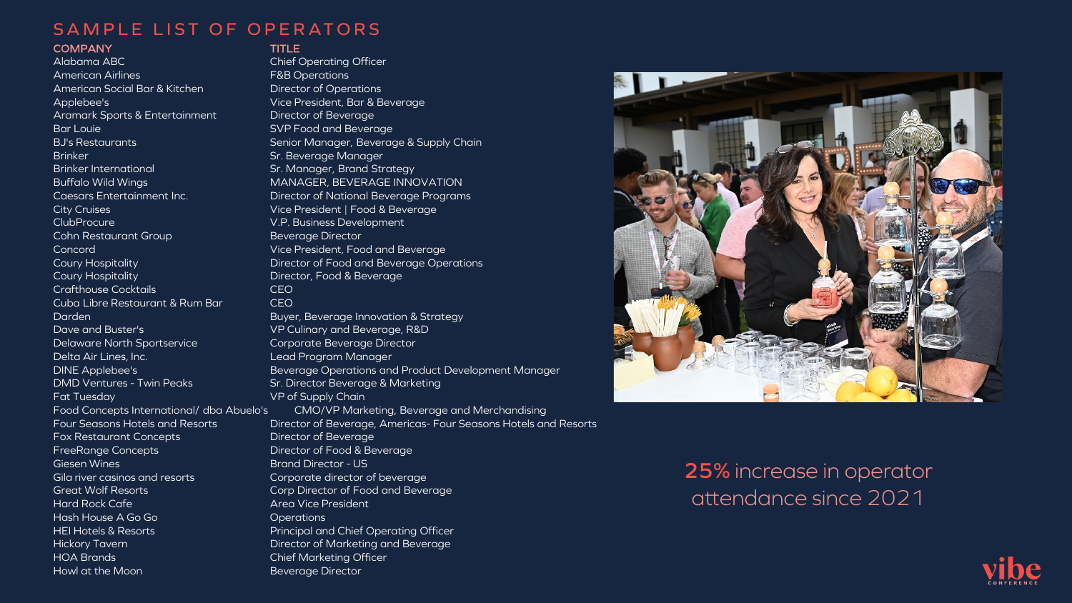# SAMPLE LIST OF OPERATORS

| COMPANY | TITLE |
| --- | --- |
| Alabama ABC | Chief Operating Officer |
| American Airlines | F&B Operations |
| American Social Bar & Kitchen | Director of Operations |
| Applebee's | Vice President, Bar & Beverage |
| Aramark Sports & Entertainment | Director of Beverage |
| Bar Louie | SVP Food and Beverage |
| BJ's Restaurants | Senior Manager, Beverage & Supply Chain |
| Brinker | Sr. Beverage Manager |
| Brinker International | Sr. Manager, Brand Strategy |
| Buffalo Wild Wings | MANAGER, BEVERAGE INNOVATION |
| Caesars Entertainment Inc. | Director of National Beverage Programs |
| City Cruises | Vice President \| Food & Beverage |
| ClubProcure | V.P. Business Development |
| Cohn Restaurant Group | Beverage Director |
| Concord | Vice President, Food and Beverage |
| Coury Hospitality | Director of Food and Beverage Operations |
| Coury Hospitality | Director, Food & Beverage |
| Crafthouse Cocktails | CEO |
| Cuba Libre Restaurant & Rum Bar | CEO |
| Darden | Buyer, Beverage Innovation & Strategy |
| Dave and Buster's | VP Culinary and Beverage, R&D |
| Delaware North Sportservice | Corporate Beverage Director |
| Delta Air Lines, Inc. | Lead Program Manager |
| DINE Applebee's | Beverage Operations and Product Development Manager |
| DMD Ventures - Twin Peaks | Sr. Director Beverage & Marketing |
| Fat Tuesday | VP of Supply Chain |
| Food Concepts International/ dba Abuelo's | CMO/VP Marketing, Beverage and Merchandising |
| Four Seasons Hotels and Resorts | Director of Beverage, Americas- Four Seasons Hotels and Resorts |
| Fox Restaurant Concepts | Director of Beverage |
| FreeRange Concepts | Director of Food & Beverage |
| Giesen Wines | Brand Director - US |
| Gila river casinos and resorts | Corporate director of beverage |
| Great Wolf Resorts | Corp Director of Food and Beverage |
| Hard Rock Cafe | Area Vice President |
| Hash House A Go Go | Operations |
| HEI Hotels & Resorts | Principal and Chief Operating Officer |
| Hickory Tavern | Director of Marketing and Beverage |
| HOA Brands | Chief Marketing Officer |
| Howl at the Moon | Beverage Director |

**25%** increase in operator attendance since 2021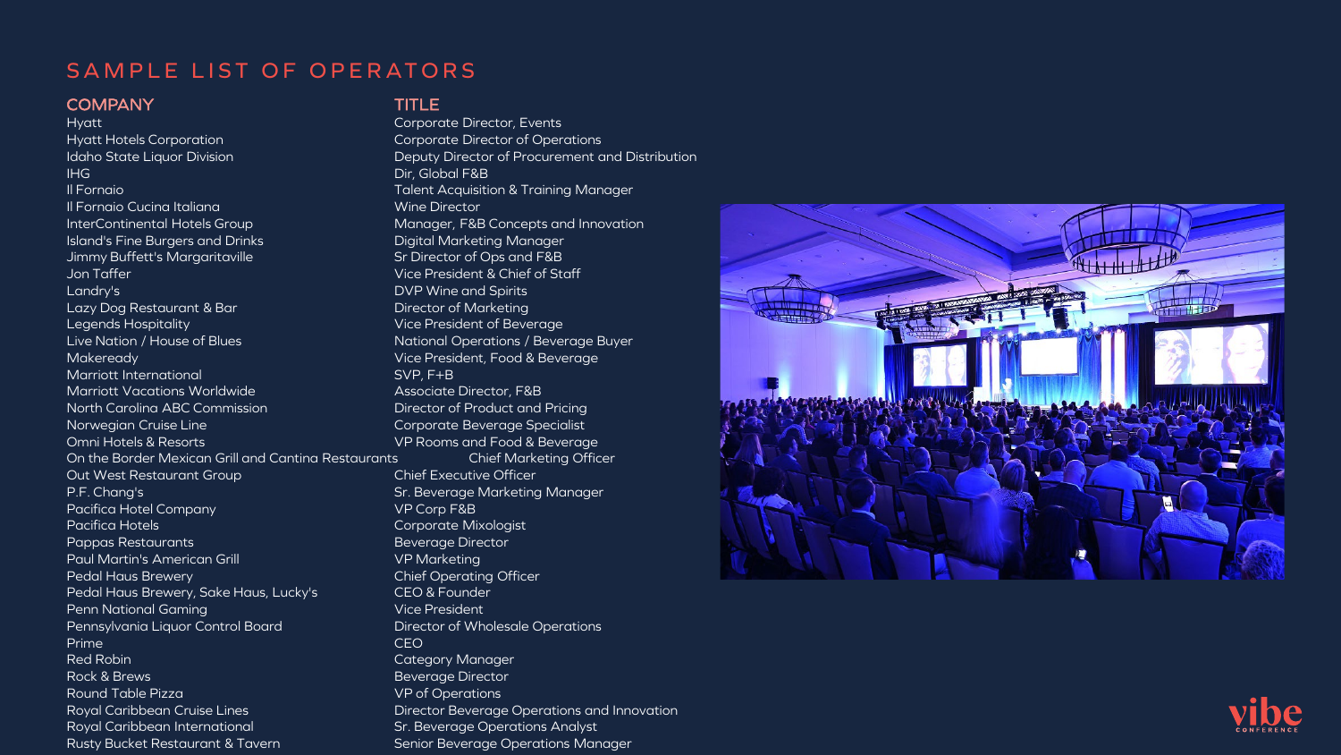# SAMPLE LIST OF OPERATORS

| COMPANY | TITLE |
| --- | --- |
| Hyatt | Corporate Director, Events |
| Hyatt Hotels Corporation | Corporate Director of Operations |
| Idaho State Liquor Division | Deputy Director of Procurement and Distribution |
| IHG | Dir, Global F&B |
| Il Fornaio | Talent Acquisition & Training Manager |
| Il Fornaio Cucina Italiana | Wine Director |
| InterContinental Hotels Group | Manager, F&B Concepts and Innovation |
| Island's Fine Burgers and Drinks | Digital Marketing Manager |
| Jimmy Buffett's Margaritaville | Sr Director of Ops and F&B |
| Jon Taffer | Vice President & Chief of Staff |
| Landry's | DVP Wine and Spirits |
| Lazy Dog Restaurant & Bar | Director of Marketing |
| Legends Hospitality | Vice President of Beverage |
| Live Nation / House of Blues | National Operations / Beverage Buyer |
| Makeready | Vice President, Food & Beverage |
| Marriott International | SVP, F+B |
| Marriott Vacations Worldwide | Associate Director, F&B |
| North Carolina ABC Commission | Director of Product and Pricing |
| Norwegian Cruise Line | Corporate Beverage Specialist |
| Omni Hotels & Resorts | VP Rooms and Food & Beverage |
| On the Border Mexican Grill and Cantina Restaurants | Chief Marketing Officer |
| Out West Restaurant Group | Chief Executive Officer |
| P.F. Chang's | Sr. Beverage Marketing Manager |
| Pacifica Hotel Company | VP Corp F&B |
| Pacifica Hotels | Corporate Mixologist |
| Pappas Restaurants | Beverage Director |
| Paul Martin's American Grill | VP Marketing |
| Pedal Haus Brewery | Chief Operating Officer |
| Pedal Haus Brewery, Sake Haus, Lucky's | CEO & Founder |
| Penn National Gaming | Vice President |
| Pennsylvania Liquor Control Board | Director of Wholesale Operations |
| Prime | CEO |
| Red Robin | Category Manager |
| Rock & Brews | Beverage Director |
| Round Table Pizza | VP of Operations |
| Royal Caribbean Cruise Lines | Director Beverage Operations and Innovation |
| Royal Caribbean International | Sr. Beverage Operations Analyst |
| Rusty Bucket Restaurant & Tavern | Senior Beverage Operations Manager |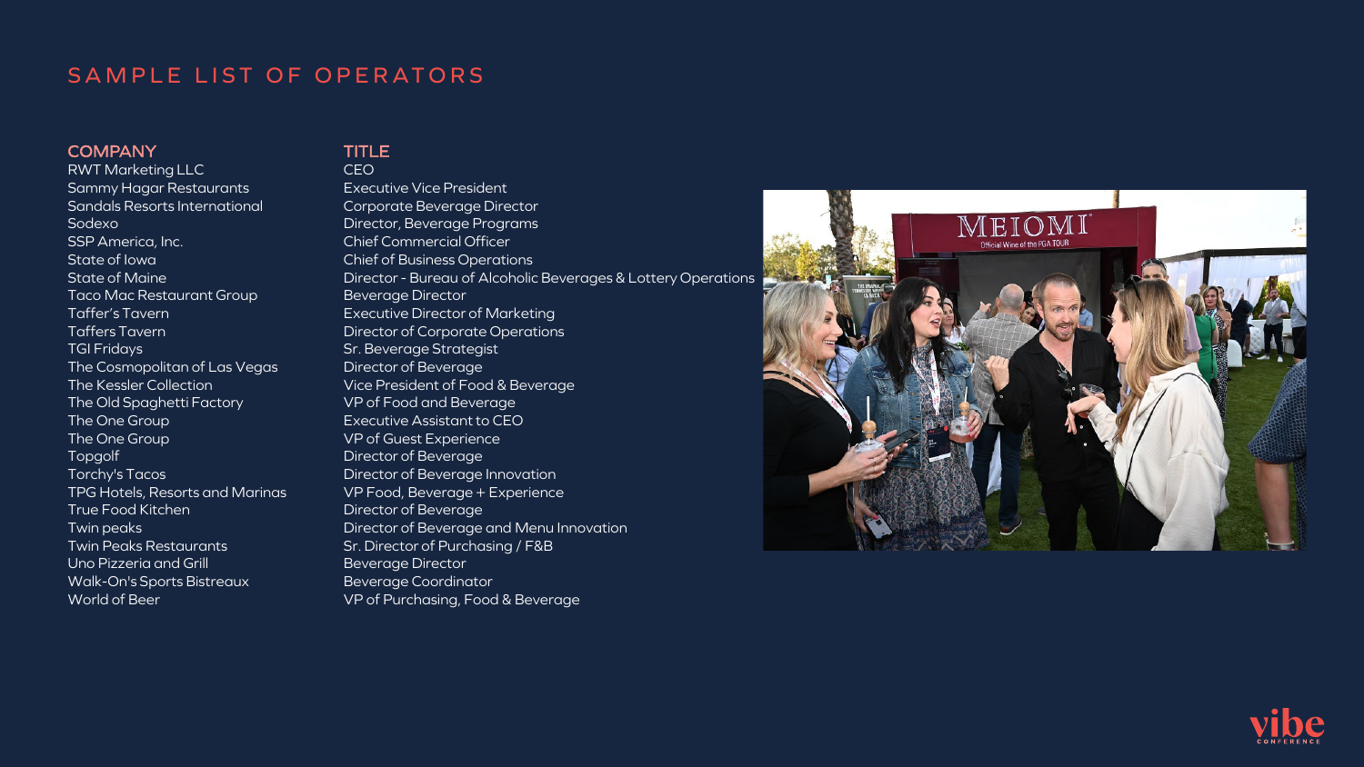## SAMPLE LIST OF OPERATORS

| COMPANY | TITLE |
|---|---|
| RWT Marketing LLC | CEO |
| Sammy Hagar Restaurants | Executive Vice President |
| Sandals Resorts International | Corporate Beverage Director |
| Sodexo | Director, Beverage Programs |
| SSP America, Inc. | Chief Commercial Officer |
| State of Iowa | Chief of Business Operations |
| State of Maine | Director - Bureau of Alcoholic Beverages & Lottery Operations |
| Taco Mac Restaurant Group | Beverage Director |
| Taffer's Tavern | Executive Director of Marketing |
| Taffers Tavern | Director of Corporate Operations |
| TGI Fridays | Sr. Beverage Strategist |
| The Cosmopolitan of Las Vegas | Director of Beverage |
| The Kessler Collection | Vice President of Food & Beverage |
| The Old Spaghetti Factory | VP of Food and Beverage |
| The One Group | Executive Assistant to CEO |
| The One Group | VP of Guest Experience |
| Topgolf | Director of Beverage |
| Torchy's Tacos | Director of Beverage Innovation |
| TPG Hotels, Resorts and Marinas | VP Food, Beverage + Experience |
| True Food Kitchen | Director of Beverage |
| Twin peaks | Director of Beverage and Menu Innovation |
| Twin Peaks Restaurants | Sr. Director of Purchasing / F&B |
| Uno Pizzeria and Grill | Beverage Director |
| Walk-On's Sports Bistreaux | Beverage Coordinator |
| World of Beer | VP of Purchasing, Food & Beverage |